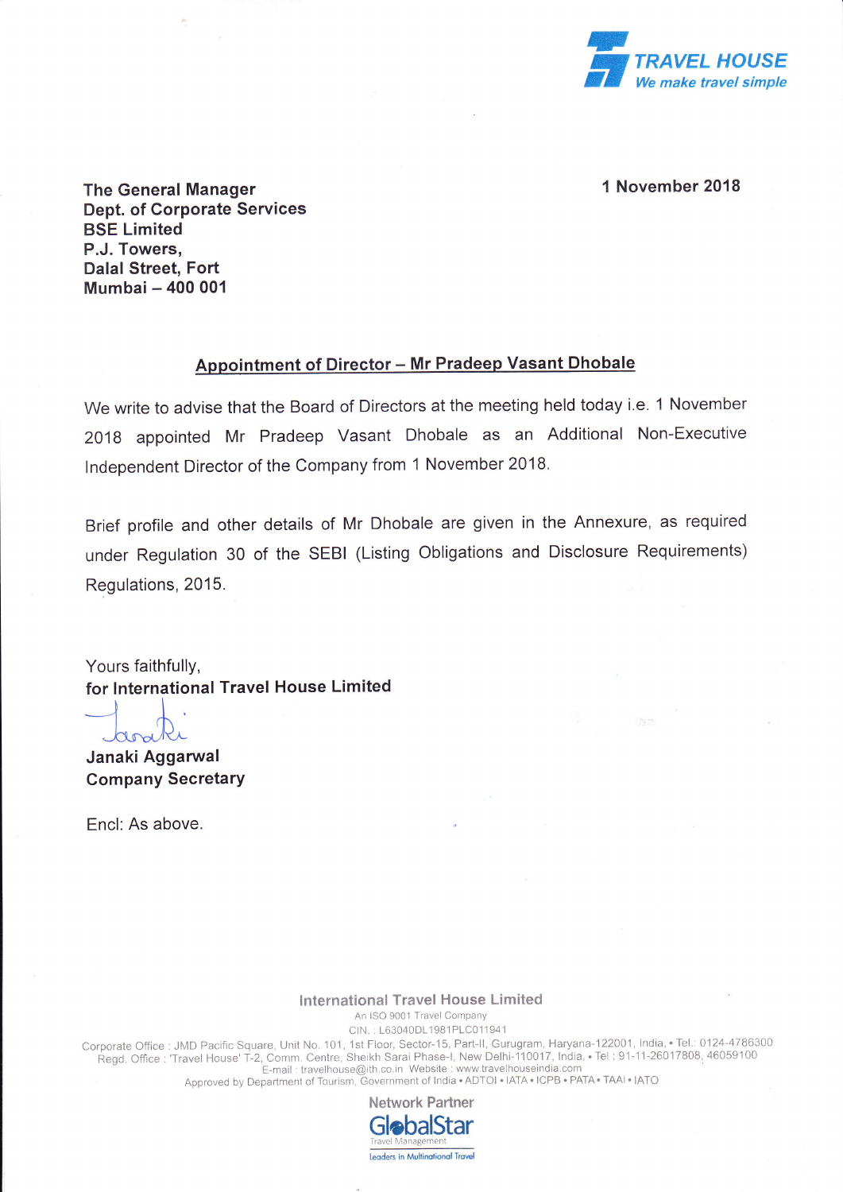TRAVEL HOUSE
*We make travel simple*

**The General Manager**
**Dept. of Corporate Services**
**BSE Limited**
**P.J. Towers,**
**Dalal Street, Fort**
**Mumbai – 400 001**

**1 November 2018**

## Appointment of Director – Mr Pradeep Vasant Dhobale

We write to advise that the Board of Directors at the meeting held today i.e. 1 November 2018 appointed Mr Pradeep Vasant Dhobale as an Additional Non-Executive Independent Director of the Company from 1 November 2018.

Brief profile and other details of Mr Dhobale are given in the Annexure, as required under Regulation 30 of the SEBI (Listing Obligations and Disclosure Requirements) Regulations, 2015.

Yours faithfully,
**for International Travel House Limited**

**Janaki Aggarwal**
**Company Secretary**

Encl: As above.

International Travel House Limited
An ISO 9001 Travel Company
CIN. : L63040DL1981PLC011941
Corporate Office : JMD Pacific Square, Unit No. 101, 1st Floor, Sector-15, Part-II, Gurugram, Haryana-122001, India, • Tel.: 0124-4786300
Regd. Office : 'Travel House' T-2, Comm. Centre, Sheikh Sarai Phase-I, New Delhi-110017, India, • Tel : 91-11-26017808, 46059100
E-mail : travelhouse@ith.co.in Website : www.travelhouseindia.com
Approved by Department of Tourism, Government of India • ADTOI • IATA • ICPB • PATA • TAAI • IATO

Network Partner
GlobalStar Travel Management
Leaders in Multinational Travel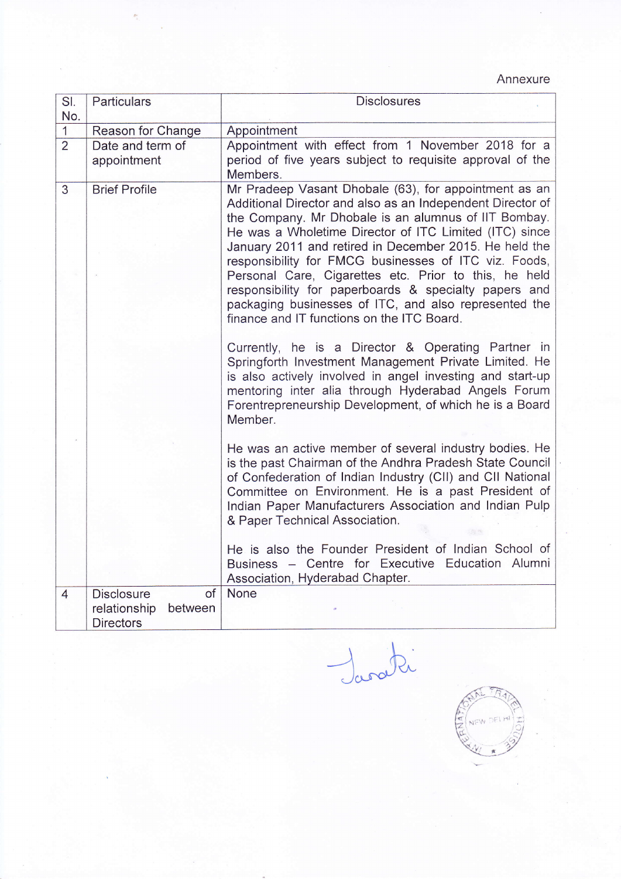Annexure

| Sl. No. | Particulars | Disclosures |
|---|---|---|
| 1 | Reason for Change | Appointment |
| 2 | Date and term of appointment | Appointment with effect from 1 November 2018 for a period of five years subject to requisite approval of the Members. |
| 3 | Brief Profile | Mr Pradeep Vasant Dhobale (63), for appointment as an Additional Director and also as an Independent Director of the Company. Mr Dhobale is an alumnus of IIT Bombay. He was a Wholetime Director of ITC Limited (ITC) since January 2011 and retired in December 2015. He held the responsibility for FMCG businesses of ITC viz. Foods, Personal Care, Cigarettes etc. Prior to this, he held responsibility for paperboards & specialty papers and packaging businesses of ITC, and also represented the finance and IT functions on the ITC Board.<br><br>Currently, he is a Director & Operating Partner in Springforth Investment Management Private Limited. He is also actively involved in angel investing and start-up mentoring inter alia through Hyderabad Angels Forum Forentrepreneurship Development, of which he is a Board Member.<br><br>He was an active member of several industry bodies. He is the past Chairman of the Andhra Pradesh State Council of Confederation of Indian Industry (CII) and CII National Committee on Environment. He is a past President of Indian Paper Manufacturers Association and Indian Pulp & Paper Technical Association.<br><br>He is also the Founder President of Indian School of Business – Centre for Executive Education Alumni Association, Hyderabad Chapter. |
| 4 | Disclosure of relationship between Directors | None |